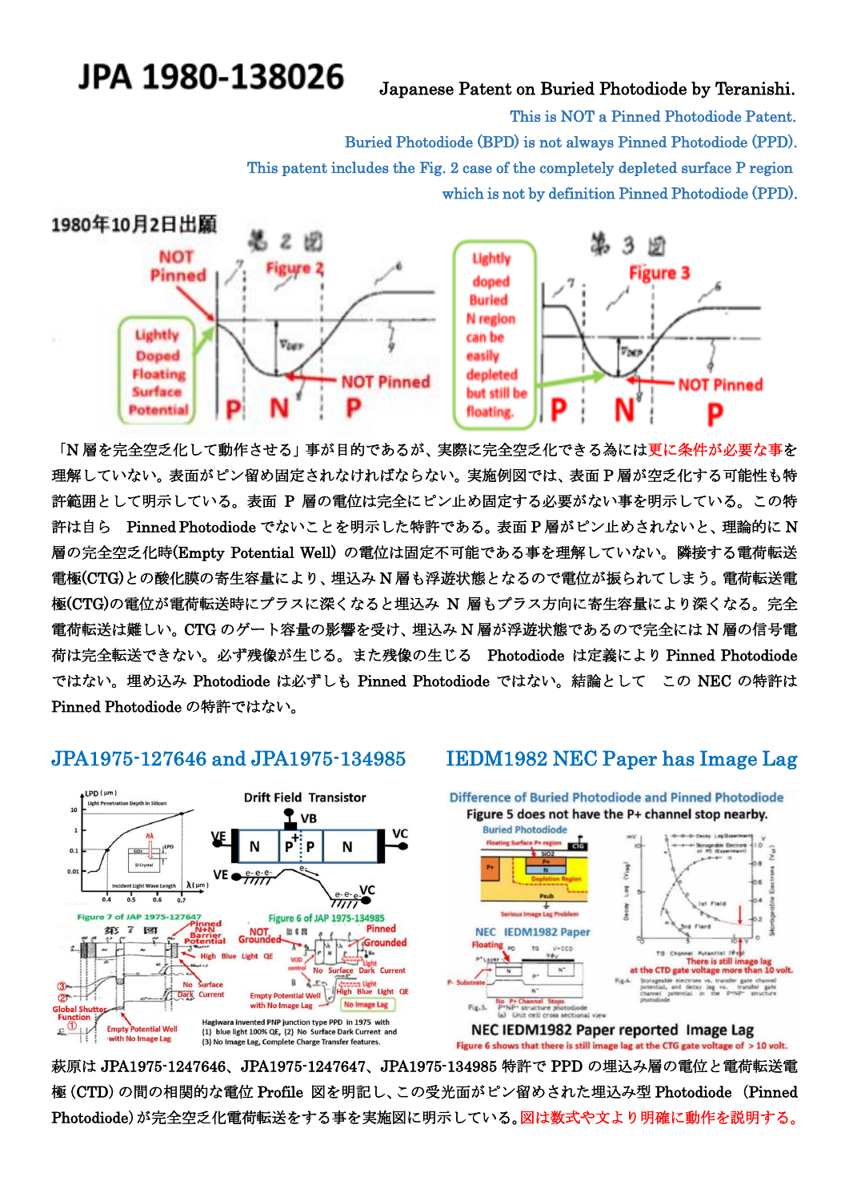# JPA 1980-138026

Japanese Patent on Buried Photodiode by Teranishi.

This is NOT a Pinned Photodiode Patent.

Buried Photodiode (BPD) is not always Pinned Photodiode (PPD).

This patent includes the Fig. 2 case of the completely depleted surface P region which is not by definition Pinned Photodiode (PPD).

1980年10月2日出願

「N層を完全空乏化して動作させる」事が目的であるが、実際に完全空乏化できる為には更に条件が必要な事を理解していない。表面がピン留め固定されなければならない。実施例図では、表面P層が空乏化する可能性も特許範囲として明示している。表面 P 層の電位は完全にピン止め固定する必要がない事を明示している。この特許は自ら Pinned Photodiode でないことを明示した特許である。表面P層がピン止めされないと、理論的にN層の完全空乏化時(Empty Potential Well)の電位は固定不可能である事を理解していない。隣接する電荷転送電極(CTG)との酸化膜の寄生容量により、埋込みN層も浮遊状態となるので電位が振られてしまう。電荷転送電極(CTG)の電位が電荷転送時にプラスに深くなると埋込み N 層もプラス方向に寄生容量により深くなる。完全電荷転送は難しい。CTG のゲート容量の影響を受け、埋込みN層が浮遊状態であるので完全にはN層の信号電荷は完全転送できない。必ず残像が生じる。また残像の生じる Photodiode は定義により Pinned Photodiode ではない。埋め込み Photodiode は必ずしも Pinned Photodiode ではない。結論として この NEC の特許は Pinned Photodiode の特許ではない。

## JPA1975-127646 and JPA1975-134985

## IEDM1982 NEC Paper has Image Lag

Hagiwara invented PNP junction type PPD in 1975 with (1) blue light 100% QE, (2) No Surface Dark Current and (3) No Image Lag, Complete Charge Transfer features.

NEC IEDM1982 Paper reported Image Lag

Figure 6 shows that there is still image lag at the CTG gate voltage of > 10 volt.

萩原は JPA1975-1247646、JPA1975-1247647、JPA1975-134985 特許で PPD の埋込み層の電位と電荷転送電極 (CTD) の間の相関的な電位 Profile 図を明記し、この受光面がピン留めされた埋込み型 Photodiode (Pinned Photodiode) が完全空乏化電荷転送をする事を実施図に明示している。図は数式や文より明確に動作を説明する。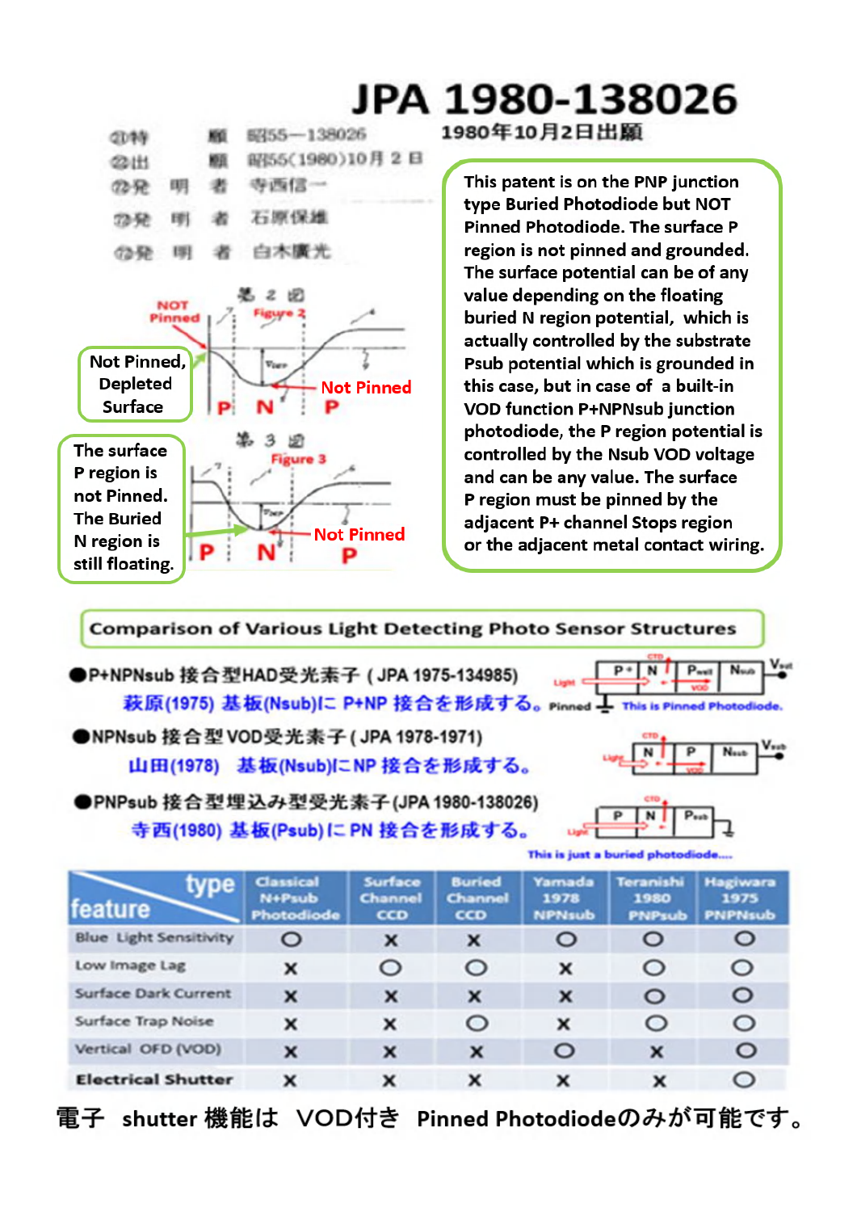# JPA 1980-138026

1980年10月2日出願

㉑特　　願　昭55－138026
㉒出　　願　昭55(1980)10月2日
㉒発　明　者　寺西信一
㉒発　明　者　石原保雄
㉒発　明　者　白木廣光

第2図 Figure 2

NOT Pinned

Not Pinned, Depleted Surface

Not Pinned

P N P

第3図 Figure 3

The surface P region is not Pinned. The Buried N region is still floating.

Not Pinned

P N P

This patent is on the PNP junction type Buried Photodiode but NOT Pinned Photodiode. The surface P region is not pinned and grounded. The surface potential can be of any value depending on the floating buried N region potential, which is actually controlled by the substrate Psub potential which is grounded in this case, but in case of a built-in VOD function P+NPNsub junction photodiode, the P region potential is controlled by the Nsub VOD voltage and can be any value. The surface P region must be pinned by the adjacent P+ channel Stops region or the adjacent metal contact wiring.

## Comparison of Various Light Detecting Photo Sensor Structures

- ●P+NPNsub 接合型HAD受光素子 ( JPA 1975-134985)
  萩原(1975) 基板(Nsub)に P+NP 接合を形成する。
  Pinned — This is Pinned Photodiode.
- ●NPNsub 接合型 VOD受光素子 ( JPA 1978-1971)
  山田(1978) 基板(Nsub)にNP 接合を形成する。
- ●PNPsub 接合型埋込み型受光素子 (JPA 1980-138026)
  寺西(1980) 基板(Psub) に PN 接合を形成する。
  This is just a buried photodiode....

| feature \ type | Classical N+Psub Photodiode | Surface Channel CCD | Buried Channel CCD | Yamada 1978 NPNsub | Teranishi 1980 PNPsub | Hagiwara 1975 PNPNsub |
|---|---|---|---|---|---|---|
| Blue Light Sensitivity | ○ | × | × | ○ | ○ | ○ |
| Low Image Lag | × | ○ | ○ | × | ○ | ○ |
| Surface Dark Current | × | × | × | × | ○ | ○ |
| Surface Trap Noise | × | × | ○ | × | ○ | ○ |
| Vertical OFD (VOD) | × | × | × | ○ | × | ○ |
| Electrical Shutter | × | × | × | × | × | ○ |

電子 shutter 機能は VOD付き Pinned Photodiodeのみが可能です。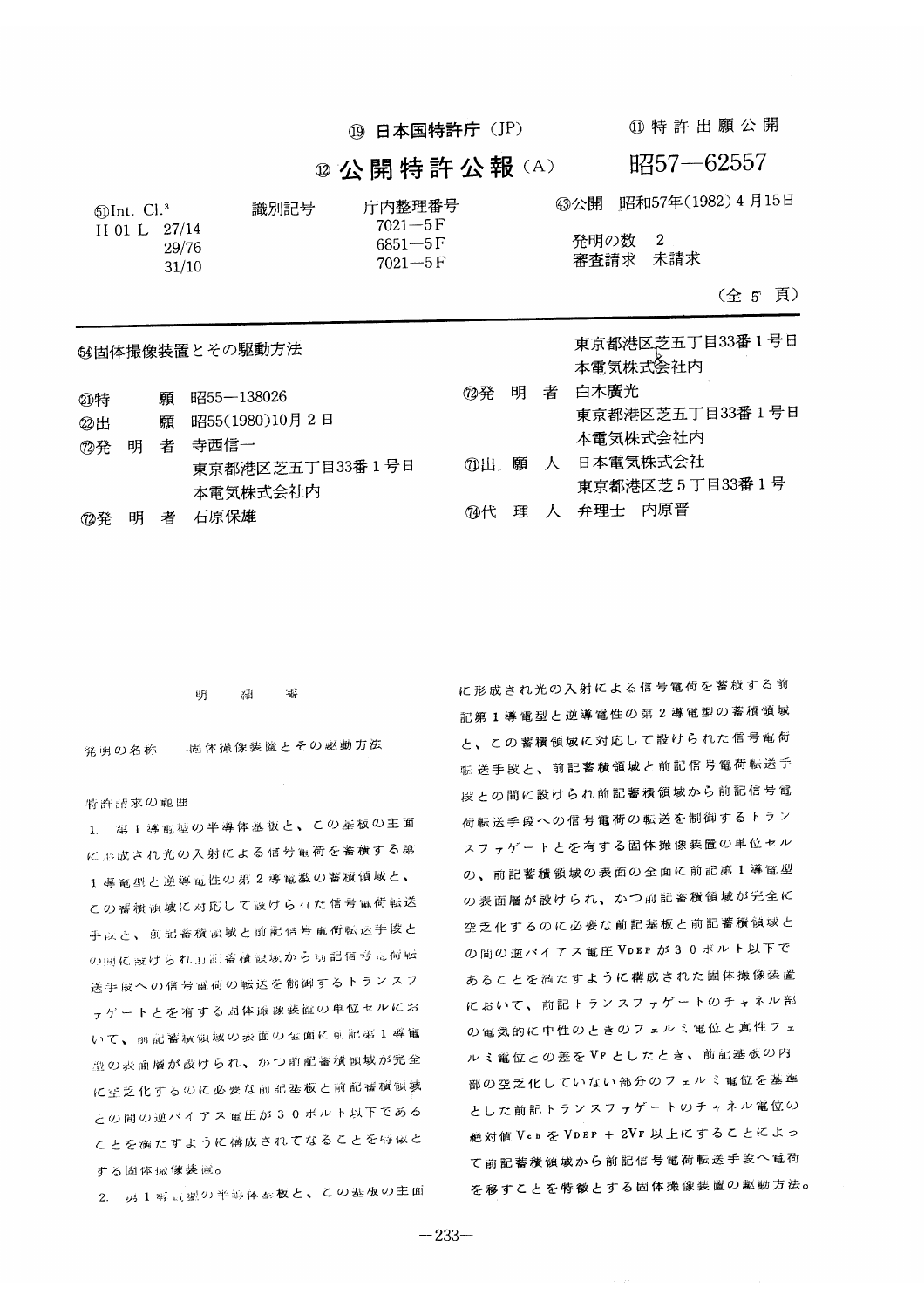⑲ 日本国特許庁 (JP)

⑪ 特許出願公開

⑫ 公開特許公報 (A)

昭57—62557

| ⑤Int. Cl.³ | 識別記号 | 庁内整理番号 |
|---|---|---|
| H 01 L 27/14 | | 7021—5F |
| 29/76 | | 6851—5F |
| 31/10 | | 7021—5F |

㊸公開 昭和57年(1982) 4 月15日

発明の数 2
審査請求 未請求

(全 5 頁)

㊹固体撮像装置とその駆動方法

㉑特 願 昭55—138026

㉒出 願 昭55(1980)10月 2 日

㉗発 明 者 寺西信一
東京都港区芝五丁目33番 1 号日本電気株式会社内

㉗発 明 者 石原保雄
東京都港区芝五丁目33番 1 号日本電気株式会社内

㉗発 明 者 白木廣光
東京都港区芝五丁目33番 1 号日本電気株式会社内

㉑出 願 人 日本電気株式会社
東京都港区芝 5 丁目33番 1 号

㉔代 理 人 弁理士 内原晋

明 細 書

発明の名称 固体撮像装置とその駆動方法

特許請求の範囲

1. 第 1 導電型の半導体基板と、この基板の主面に形成され光の入射による信号電荷を蓄積する第 1 導電型と逆導電性の第 2 導電型の蓄積領域と、この蓄積領域に対応して設けられた信号電荷転送手段と、前記蓄積領域と前記信号電荷転送手段との間に設けられ前記蓄積領域から前記信号電荷転送手段への信号電荷の転送を制御するトランスファゲートとを有する固体撮像装置の単位セルにおいて、前記蓄積領域の表面の全面に前記第 1 導電型の表面層が設けられ、かつ前記蓄積領域が完全に空乏化するのに必要な前記基板と前記蓄積領域との間の逆バイアス電圧が 3 0 ボルト以下であることを満たすように構成されてなることを特徴とする固体撮像装置。

2. 第 1 導電型の半導体基板と、この基板の主面に形成され光の入射による信号電荷を蓄積する前記第 1 導電型と逆導電性の第 2 導電型の蓄積領域と、この蓄積領域に対応して設けられた信号電荷転送手段と、前記蓄積領域と前記信号電荷転送手段との間に設けられ前記蓄積領域から前記信号電荷転送手段への信号電荷の転送を制御するトランスファゲートとを有する固体撮像装置の単位セルの、前記蓄積領域の表面の全面に前記第 1 導電型の表面層が設けられ、かつ前記蓄積領域が完全に空乏化するのに必要な前記基板と前記蓄積領域との間の逆バイアス電圧 $V_{DEP}$ が 3 0 ボルト以下であることを満たすように構成された固体撮像装置において、前記トランスファゲートのチャネル部の電気的に中性のときのフェルミ電位と真性フェルミ電位との差を $V_F$ としたとき、前記基板の内部の空乏化していない部分のフェルミ電位を基準とした前記トランスファゲートのチャネル電位の絶対値 $V_{ch}$ を $V_{DEP} + 2V_F$ 以上にすることによって前記蓄積領域から前記信号電荷転送手段へ電荷を移すことを特徴とする固体撮像装置の駆動方法。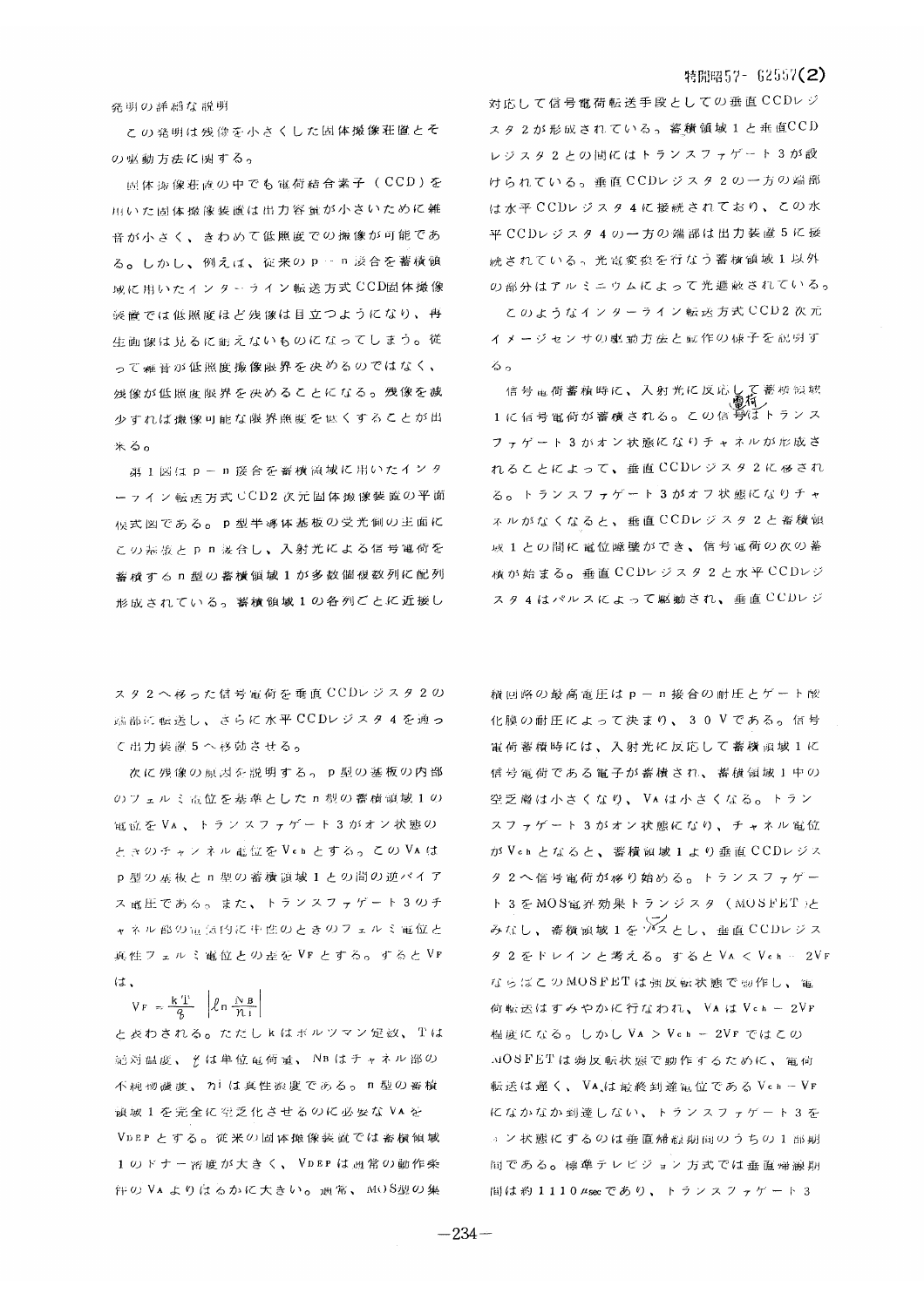発明の詳細な説明

この発明は残像を小さくした固体撮像装置とその駆動方法に関する。

固体撮像装置の中でも電荷結合素子（CCD）を用いた固体撮像装置は出力容量が小さいために雑音が小さく、きわめて低照度での撮像が可能である。しかし、例えば、従来のp－n接合を蓄積領域に用いたインター・ライン転送方式CCD固体撮像装置では低照度ほど残像は目立つようになり、再生画像は見るに耐えないものになってしまう。従って雑音が低照度撮像限界を決めるのではなく、残像が低照度限界を決めることになる。残像を減少すれば撮像可能な限界照度を低くすることが出来る。

第1図はp－n接合を蓄積領域に用いたインターライン転送方式CCD2次元固体撮像装置の平面模式図である。p型半導体基板の受光側の主面にこの基板とpn接合し、入射光による信号電荷を蓄積するn型の蓄積領域1が多数個複数列に配列形成されている。蓄積領域1の各列ごとに近接し対応して信号電荷転送手段としての垂直CCDレジスタ2が形成されている。蓄積領域1と垂直CCDレジスタ2との間にはトランスファゲート3が設けられている。垂直CCDレジスタ2の一方の端部は水平CCDレジスタ4に接続されており、この水平CCDレジスタ4の一方の端部は出力装置5に接続されている。光電変換を行なう蓄積領域1以外の部分はアルミニウムによって光遮蔽されている。

このようなインターライン転送方式CCD2次元イメージセンサの駆動方法と動作の様子を説明する。

信号電荷蓄積時に、入射光に反応して蓄積領域1に信号電荷が蓄積される。この信号電荷はトランスファゲート3がオン状態になりチャネルが形成されることによって、垂直CCDレジスタ2に移される。トランスファゲート3がオフ状態になりチャネルがなくなると、垂直CCDレジスタ2と蓄積領域1との間に電位障壁ができ、信号電荷の次の蓄積が始まる。垂直CCDレジスタ2と水平CCDレジスタ4はパルスによって駆動され、垂直CCDレジスタ2へ移った信号電荷を垂直CCDレジスタ2の端部に転送し、さらに水平CCDレジスタ4を通って出力装置5へ移動させる。

次に残像の原因を説明する。p型の基板の内部のフェルミ電位を基準としたn型の蓄積領域1の電位を$V_A$、トランスファゲート3がオン状態のときのチャネル電位を$V_{ch}$とする。この$V_A$はp型の基板とn型の蓄積領域1との間の逆バイアス電圧である。また、トランスファゲート3のチャネル部の電位内に中性のときのフェルミ電位と真性フェルミ電位との差を$V_F$とする。すると$V_F$は、

$$V_F = \frac{kT}{q}\left|\ln\frac{N_B}{n_i}\right|$$

と表わされる。ただしkはボルツマン定数、Tは絶対温度、$q$は単位電荷量、$N_B$はチャネル部の不純物濃度、$n_i$は真性濃度である。n型の蓄積領域1を完全に空乏化させるのに必要な$V_A$を$V_{DEP}$とする。従来の固体撮像装置では蓄積領域1のドナー濃度が大きく、$V_{DEP}$は通常の動作条件の$V_A$よりはるかに大きい。通常、MOS型の集積回路の最高電圧はp－n接合の耐圧とゲート酸化膜の耐圧によって決まり、30Vである。信号電荷蓄積時には、入射光に反応して蓄積領域1に信号電荷である電子が蓄積され、蓄積領域1中の空乏層は小さくなり、$V_A$は小さくなる。トランスファゲート3がオン状態になり、チャネル電位が$V_{ch}$となると、蓄積領域1より垂直CCDレジスタ2へ信号電荷が移り始める。トランスファゲート3をMOS電界効果トランジスタ（MOSFET）とみなし、蓄積領域1をソースとし、垂直CCDレジスタ2をドレインと考える。すると$V_A < V_{ch} - 2V_F$ならばこのMOSFETは強反転状態で動作し、電荷転送はすみやかに行なわれ、$V_A$は$V_{ch} - 2V_F$程度になる。しかし$V_A > V_{ch} - 2V_F$ではこのMOSFETは弱反転状態で動作するために、電荷転送は遅く、$V_A$は最終到達電位である$V_{ch} - V_F$になかなか到達しない、トランスファゲート3をオン状態にするのは垂直帰線期間のうちの1部期間である。標準テレビジョン方式では垂直帰線期間は約1110μsecであり、トランスファゲート3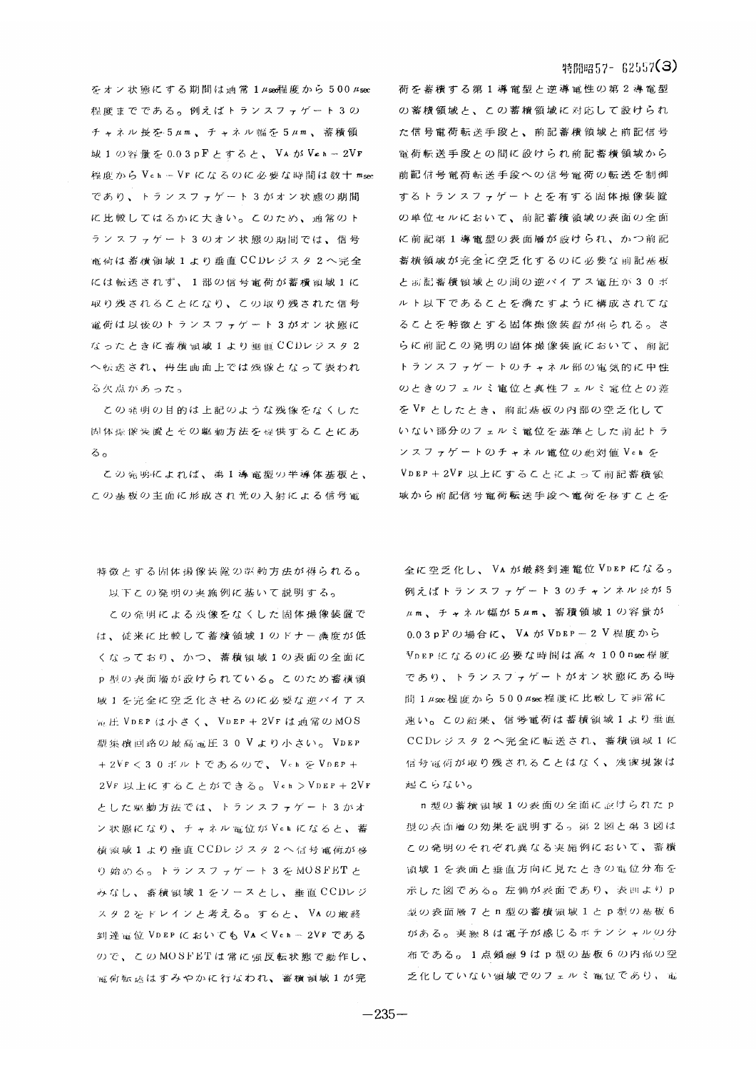をオン状態にする期間は通常1μsec程度から500μsec程度までである。例えばトランスファゲート3のチャネル長を5μm、チャネル幅を5μm、蓄積領域1の容量を0.03pFとすると、$V_A$が$V_{ch}-2V_F$程度から$V_{ch}-V_F$になるのに必要な時間は数十msecであり、トランスファゲート3がオン状態の期間に比較してはるかに大きい。このため、通常のトランスファゲート3のオン状態の期間では、信号電荷は蓄積領域1より垂直CCDレジスタ2へ完全には転送されず、1部の信号電荷が蓄積領域1に取り残されることになり、この取り残された信号電荷は以後のトランスファゲート3がオン状態になったときに蓄積領域1より垂直CCDレジスタ2へ転送され、再生画面上では残像となって表われる欠点があった。

この発明の目的は上記のような残像をなくした固体撮像装置とその駆動方法を提供することにある。

この発明によれば、第1導電型の半導体基板と、この基板の主面に形成され光の入射による信号電荷を蓄積する第1導電型と逆導電性の第2導電型の蓄積領域と、この蓄積領域に対応して設けられた信号電荷転送手段と、前記蓄積領域と前記信号電荷転送手段との間に設けられ前記蓄積領域から前記信号電荷転送手段への信号電荷の転送を制御するトランスファゲートとを有する固体撮像装置の単位セルにおいて、前記蓄積領域の表面の全面に前記第1導電型の表面層が設けられ、かつ前記蓄積領域が完全に空乏化するのに必要な前記基板と前記蓄積領域との間の逆バイアス電圧が30ボルト以下であることを満たすように構成されてなることを特徴とする固体撮像装置が得られる。さらに前記この発明の固体撮像装置において、前記トランスファゲートのチャネル部の電気的に中性のときのフェルミ電位と真性フェルミ電位との差を$V_F$としたとき、前記基板の内部の空乏化していない部分のフェルミ電位を基準とした前記トランスファゲートのチャネル電位の絶対値$V_{ch}$を$V_{DEP}+2V_F$以上にすることによって前記蓄積領域から前記信号電荷転送手段へ電荷を移すことを特徴とする固体撮像装置の駆動方法が得られる。

以下この発明の実施例に基いて説明する。

この発明による残像をなくした固体撮像装置では、従来に比較して蓄積領域1のドナー濃度が低くなっており、かつ、蓄積領域1の表面の全面にp型の表面層が設けられている。このため蓄積領域1を完全に空乏化させるのに必要な逆バイアス電圧$V_{DEP}$は小さく、$V_{DEP}+2V_F$は通常のMOS型集積回路の最高電圧30Vより小さい。$V_{DEP}+2V_F<30$ボルトであるので、$V_{ch}$を$V_{DEP}+2V_F$以上にすることができる。$V_{ch}>V_{DEP}+2V_F$とした駆動方法では、トランスファゲート3がオン状態になり、チャネル電位が$V_{ch}$になると、蓄積領域1より垂直CCDレジスタ2へ信号電荷が移り始める。トランスファゲート3をMOSFETとみなし、蓄積領域1をソースとし、垂直CCDレジスタ2をドレインと考える。すると、$V_A$の最終到達電位$V_{DEP}$においても$V_A<V_{ch}-2V_F$であるので、このMOSFETは常に強反転状態で動作し、電荷転送はすみやかに行なわれ、蓄積領域1が完全に空乏化し、$V_A$が最終到達電位$V_{DEP}$になる。例えばトランスファゲート3のチャンネル長が5μm、チャネル幅が5μm、蓄積領域1の容量が0.03pFの場合に、$V_A$が$V_{DEP}-2$V程度から$V_{DEP}$になるのに必要な時間は高々100nsec程度であり、トランスファゲートがオン状態にある時間1μsec程度から500μsec程度に比較して非常に速い。この結果、信号電荷は蓄積領域1より垂直CCDレジスタ2へ完全に転送され、蓄積領域1に信号電荷が取り残されることはなく、残像現象は起こらない。

n型の蓄積領域1の表面の全面に設けられたp型の表面層の効果を説明する。第2図と第3図はこの発明のそれぞれ異なる実施例において、蓄積領域1を表面と垂直方向に見たときの電位分布を示した図である。左側が表面であり、表面よりp型の表面層7とn型の蓄積領域1とp型の基板6がある。実線8は電子が感じるポテンシャルの分布である。1点鎖線9はp型の基板6の内部の空乏化していない領域でのフェルミ電位であり、電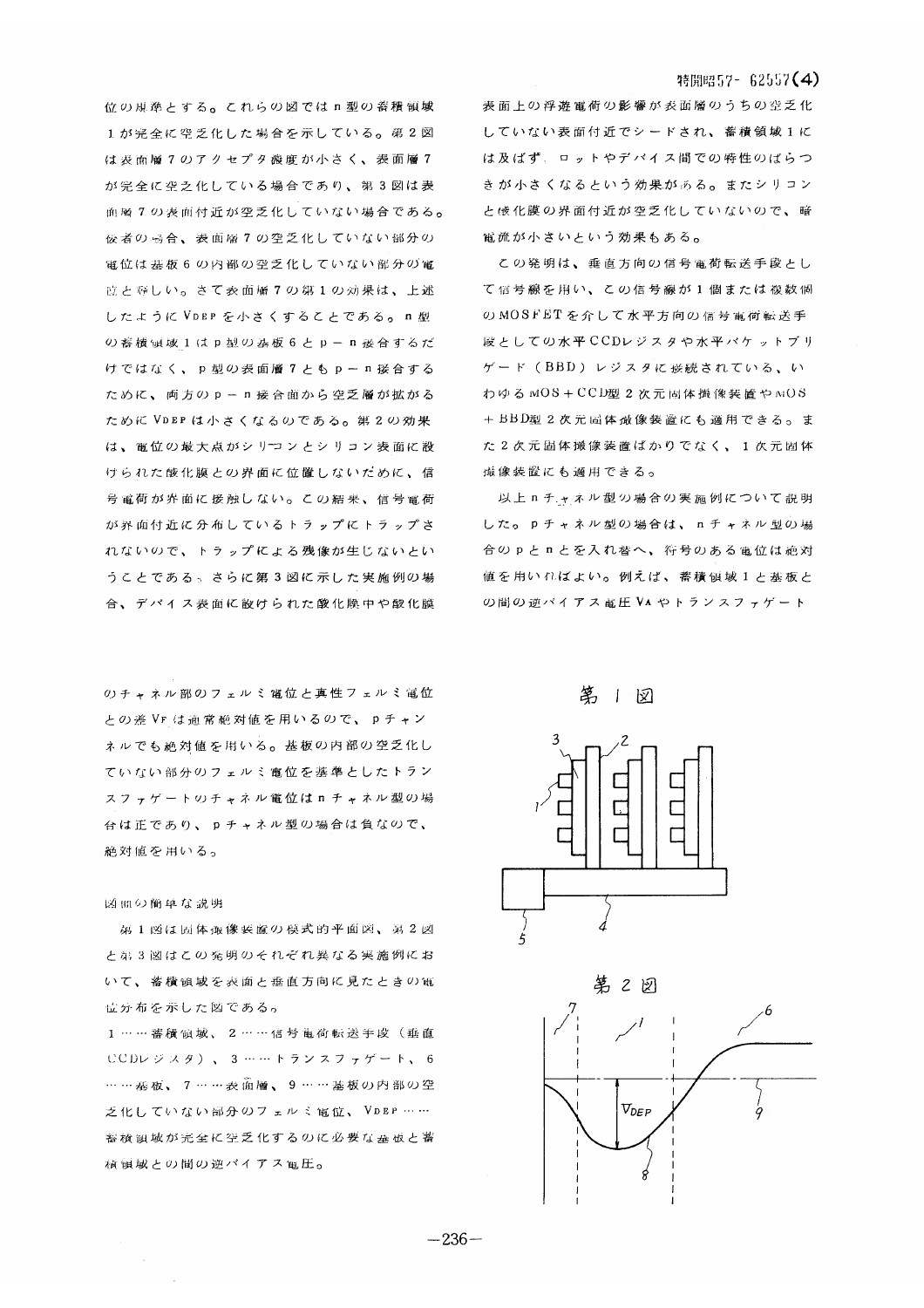位の規準とする。これらの図ではn型の蓄積領域1が完全に空乏化した場合を示している。第2図は表面層7のアクセプタ濃度が小さく、表面層7が完全に空乏化している場合であり、第3図は表面層7の表面付近が空乏化していない場合である。後者の場合、表面層7の空乏化していない部分の電位は基板6の内部の空乏化していない部分の電位と等しい。さて表面層7の第1の効果は、上述したように $V_{DEP}$ を小さくすることである。n型の蓄積領域1はp型の基板6とp－n接合するだけではなく、p型の表面層7ともp－n接合するために、両方のp－n接合面から空乏層が拡がるために $V_{DEP}$ は小さくなるのである。第2の効果は、電位の最大点がシリコンとシリコン表面に設けられた酸化膜との界面に位置しないために、信号電荷が界面に接触しない。この結果、信号電荷が界面付近に分布しているトラップにトラップされないので、トラップによる残像が生じないということである。さらに第3図に示した実施例の場合、デバイス表面に設けられた酸化膜中や酸化膜表面上の浮遊電荷の影響が表面層のうちの空乏化していない表面付近でシードされ、蓄積領域1には及ばず、ロットやデバイス間での特性のばらつきが小さくなるという効果がある。またシリコンと酸化膜の界面付近が空乏化していないので、暗電流が小さいという効果もある。

この発明は、垂直方向の信号電荷転送手段として信号線を用い、この信号線が1個または複数個のMOSFETを介して水平方向の信号電荷転送手段としての水平CCDレジスタや水平バケットブリゲード（BBD）レジスタに接続されている、いわゆるMOS＋CCD型2次元固体撮像装置やMOS＋BBD型2次元固体撮像装置にも適用できる。また2次元固体撮像装置ばかりでなく、1次元固体撮像装置にも適用できる。

以上nチャネル型の場合の実施例について説明した。pチャネル型の場合は、nチャネル型の場合のpとnとを入れ替へ、符号のある電位は絶対値を用いればよい。例えば、蓄積領域1と基板との間の逆バイアス電圧 $V_A$ やトランスファゲートのチャネル部のフェルミ電位と真性フェルミ電位との差 $V_F$ は通常絶対値を用いるので、pチャンネルでも絶対値を用いる。基板の内部の空乏化していない部分のフェルミ電位を基準としたトランスファゲートのチャネル電位はnチャネル型の場合は正であり、pチャネル型の場合は負なので、絶対値を用いる。

図面の簡単な説明

第1図は固体撮像装置の模式的平面図、第2図と第3図はこの発明のそれぞれ異なる実施例において、蓄積領域を表面と垂直方向に見たときの電位分布を示した図である。

1……蓄積領域、2……信号電荷転送手段（垂直CCDレジスタ）、3……トランスファゲート、6……基板、7……表面層、9……基板の内部の空乏化していない部分のフェルミ電位、$V_{DEP}$……蓄積領域が完全に空乏化するのに必要な基板と蓄積領域との間の逆バイアス電圧。

第1図

第2図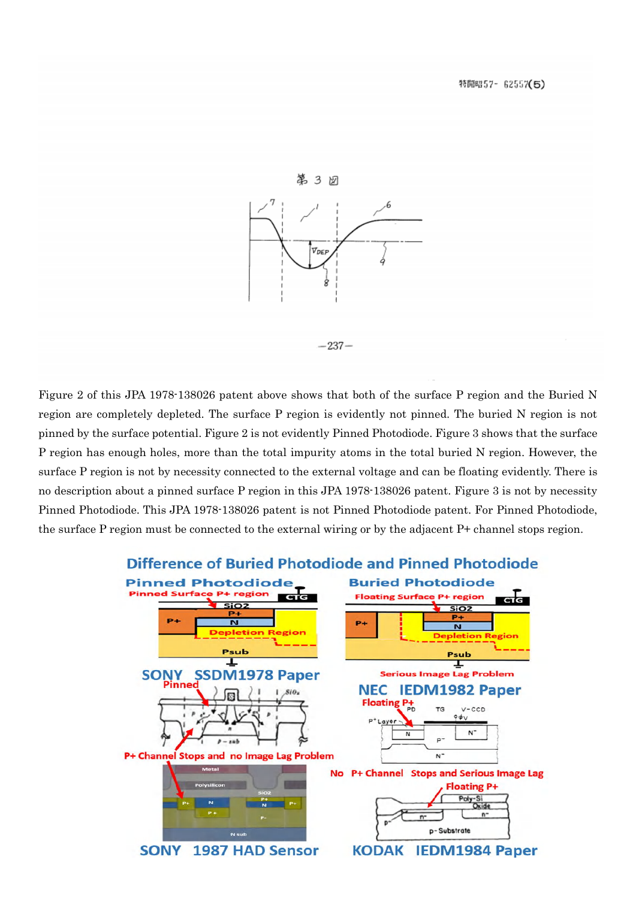第３図

7

1

6

$V_{DEP}$

8

9

Figure 2 of this JPA 1978-138026 patent above shows that both of the surface P region and the Buried N region are completely depleted. The surface P region is evidently not pinned. The buried N region is not pinned by the surface potential. Figure 2 is not evidently Pinned Photodiode. Figure 3 shows that the surface P region has enough holes, more than the total impurity atoms in the total buried N region. However, the surface P region is not by necessity connected to the external voltage and can be floating evidently. There is no description about a pinned surface P region in this JPA 1978-138026 patent. Figure 3 is not by necessity Pinned Photodiode. This JPA 1978-138026 patent is not Pinned Photodiode patent. For Pinned Photodiode, the surface P region must be connected to the external wiring or by the adjacent P+ channel stops region.

Difference of Buried Photodiode and Pinned Photodiode

Pinned Photodiode

Pinned Surface P+ region

CTG

SiO2

P+

P+

N

Depletion Region

Psub

Buried Photodiode

Floating Surface P+ region

CTG

SiO2

P+

P+

N

Depletion Region

Psub

Serious Image Lag Problem

SONY SSDM1978 Paper

Pinned

P+ Channel Stops and no Image Lag Problem

NEC IEDM1982 Paper

Floating P+

PD TG V-CCD

P+ Layer

No P+ Channel Stops and Serious Image Lag

Floating P+

Poly-Si

Oxide

p-Substrate

Metal

Polysilicon

SiO2

P+ N P+ N P+

P+

P-

N sub

SONY 1987 HAD Sensor

KODAK IEDM1984 Paper